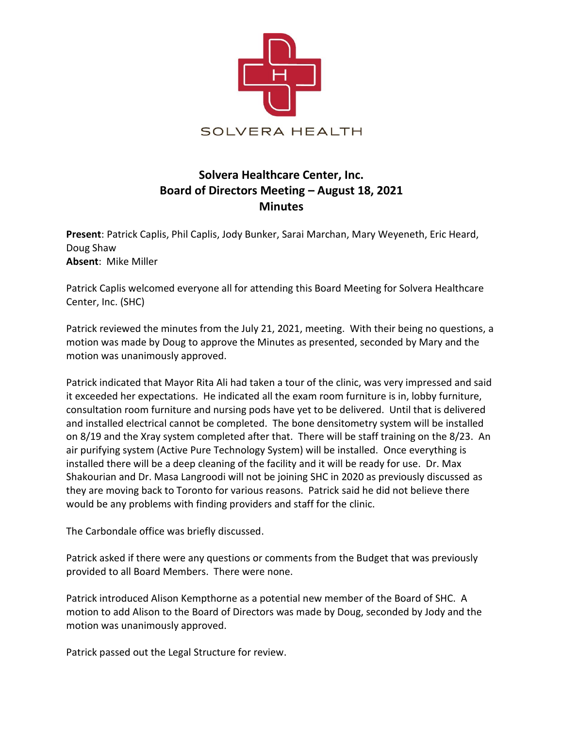SOLVERA HEALTH

# Solvera Healthcare Center, Inc.
## Board of Directors Meeting – August 18, 2021
## Minutes

**Present**: Patrick Caplis, Phil Caplis, Jody Bunker, Sarai Marchan, Mary Weyeneth, Eric Heard, Doug Shaw
**Absent**: Mike Miller

Patrick Caplis welcomed everyone all for attending this Board Meeting for Solvera Healthcare Center, Inc. (SHC)

Patrick reviewed the minutes from the July 21, 2021, meeting. With their being no questions, a motion was made by Doug to approve the Minutes as presented, seconded by Mary and the motion was unanimously approved.

Patrick indicated that Mayor Rita Ali had taken a tour of the clinic, was very impressed and said it exceeded her expectations. He indicated all the exam room furniture is in, lobby furniture, consultation room furniture and nursing pods have yet to be delivered. Until that is delivered and installed electrical cannot be completed. The bone densitometry system will be installed on 8/19 and the Xray system completed after that. There will be staff training on the 8/23. An air purifying system (Active Pure Technology System) will be installed. Once everything is installed there will be a deep cleaning of the facility and it will be ready for use. Dr. Max Shakourian and Dr. Masa Langroodi will not be joining SHC in 2020 as previously discussed as they are moving back to Toronto for various reasons. Patrick said he did not believe there would be any problems with finding providers and staff for the clinic.

The Carbondale office was briefly discussed.

Patrick asked if there were any questions or comments from the Budget that was previously provided to all Board Members. There were none.

Patrick introduced Alison Kempthorne as a potential new member of the Board of SHC. A motion to add Alison to the Board of Directors was made by Doug, seconded by Jody and the motion was unanimously approved.

Patrick passed out the Legal Structure for review.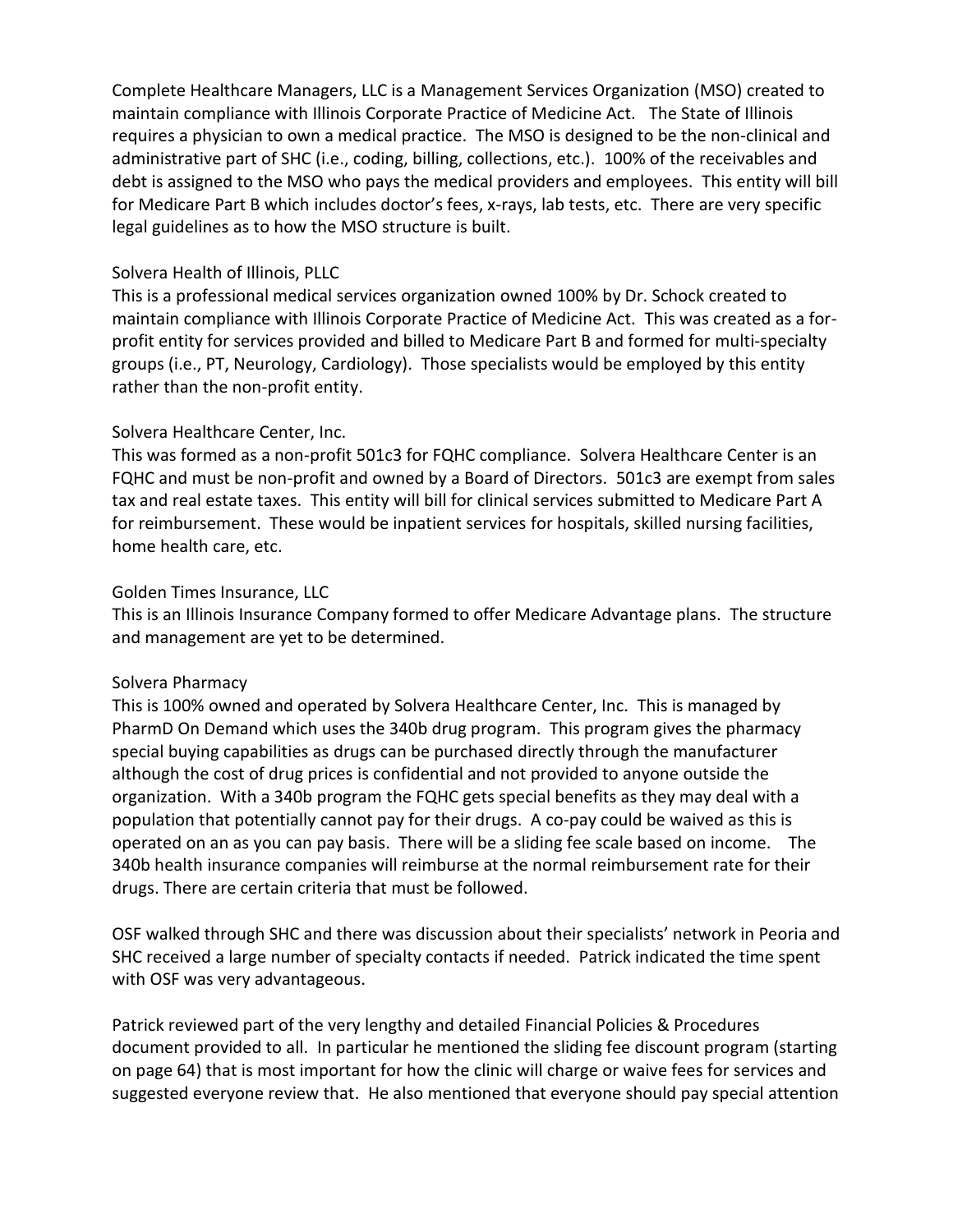Complete Healthcare Managers, LLC is a Management Services Organization (MSO) created to maintain compliance with Illinois Corporate Practice of Medicine Act. The State of Illinois requires a physician to own a medical practice. The MSO is designed to be the non-clinical and administrative part of SHC (i.e., coding, billing, collections, etc.). 100% of the receivables and debt is assigned to the MSO who pays the medical providers and employees. This entity will bill for Medicare Part B which includes doctor's fees, x-rays, lab tests, etc. There are very specific legal guidelines as to how the MSO structure is built.

Solvera Health of Illinois, PLLC
This is a professional medical services organization owned 100% by Dr. Schock created to maintain compliance with Illinois Corporate Practice of Medicine Act. This was created as a for-profit entity for services provided and billed to Medicare Part B and formed for multi-specialty groups (i.e., PT, Neurology, Cardiology). Those specialists would be employed by this entity rather than the non-profit entity.

Solvera Healthcare Center, Inc.
This was formed as a non-profit 501c3 for FQHC compliance. Solvera Healthcare Center is an FQHC and must be non-profit and owned by a Board of Directors. 501c3 are exempt from sales tax and real estate taxes. This entity will bill for clinical services submitted to Medicare Part A for reimbursement. These would be inpatient services for hospitals, skilled nursing facilities, home health care, etc.

Golden Times Insurance, LLC
This is an Illinois Insurance Company formed to offer Medicare Advantage plans. The structure and management are yet to be determined.

Solvera Pharmacy
This is 100% owned and operated by Solvera Healthcare Center, Inc. This is managed by PharmD On Demand which uses the 340b drug program. This program gives the pharmacy special buying capabilities as drugs can be purchased directly through the manufacturer although the cost of drug prices is confidential and not provided to anyone outside the organization. With a 340b program the FQHC gets special benefits as they may deal with a population that potentially cannot pay for their drugs. A co-pay could be waived as this is operated on an as you can pay basis. There will be a sliding fee scale based on income. The 340b health insurance companies will reimburse at the normal reimbursement rate for their drugs. There are certain criteria that must be followed.

OSF walked through SHC and there was discussion about their specialists' network in Peoria and SHC received a large number of specialty contacts if needed. Patrick indicated the time spent with OSF was very advantageous.

Patrick reviewed part of the very lengthy and detailed Financial Policies & Procedures document provided to all. In particular he mentioned the sliding fee discount program (starting on page 64) that is most important for how the clinic will charge or waive fees for services and suggested everyone review that. He also mentioned that everyone should pay special attention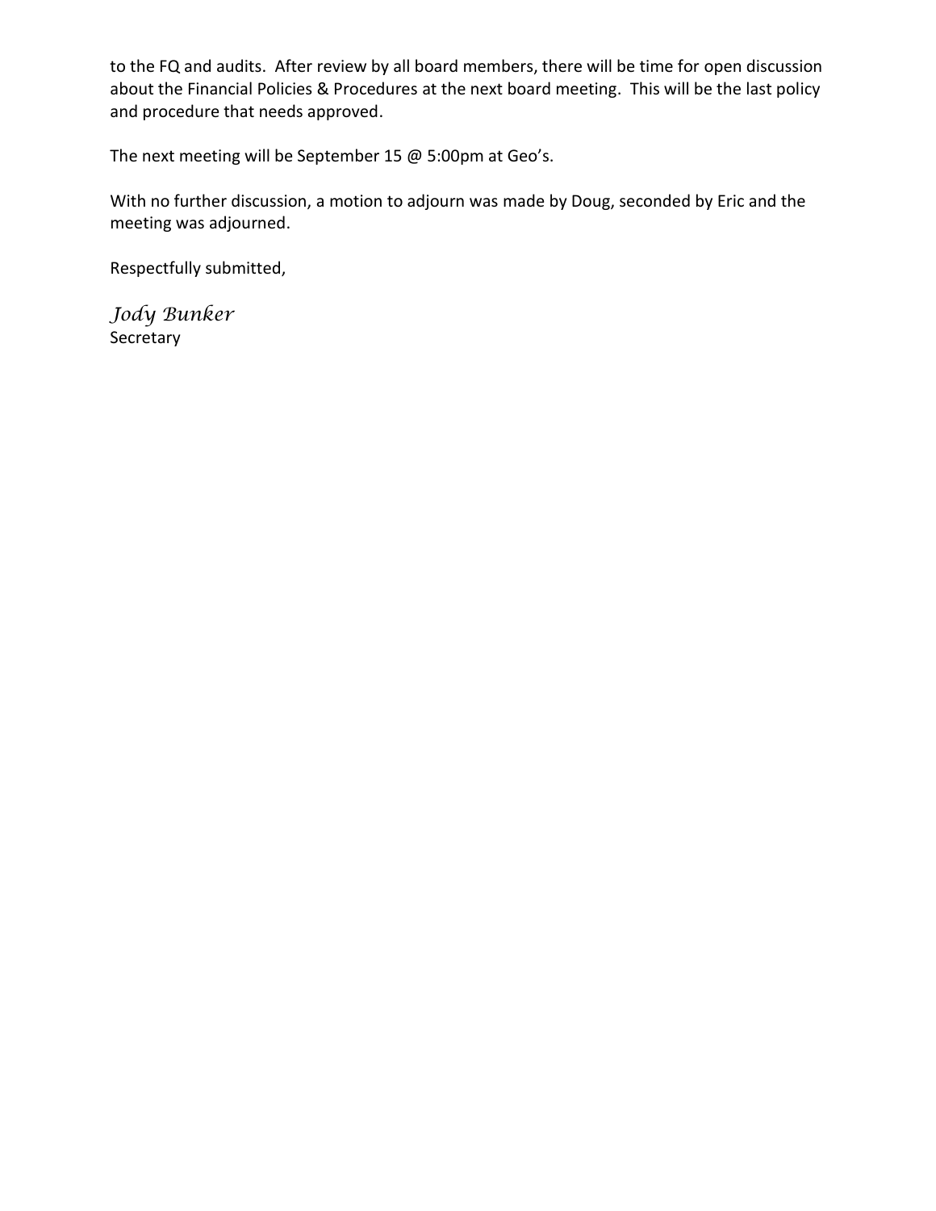to the FQ and audits. After review by all board members, there will be time for open discussion about the Financial Policies & Procedures at the next board meeting. This will be the last policy and procedure that needs approved.

The next meeting will be September 15 @ 5:00pm at Geo's.

With no further discussion, a motion to adjourn was made by Doug, seconded by Eric and the meeting was adjourned.

Respectfully submitted,

*Jody Bunker*
Secretary